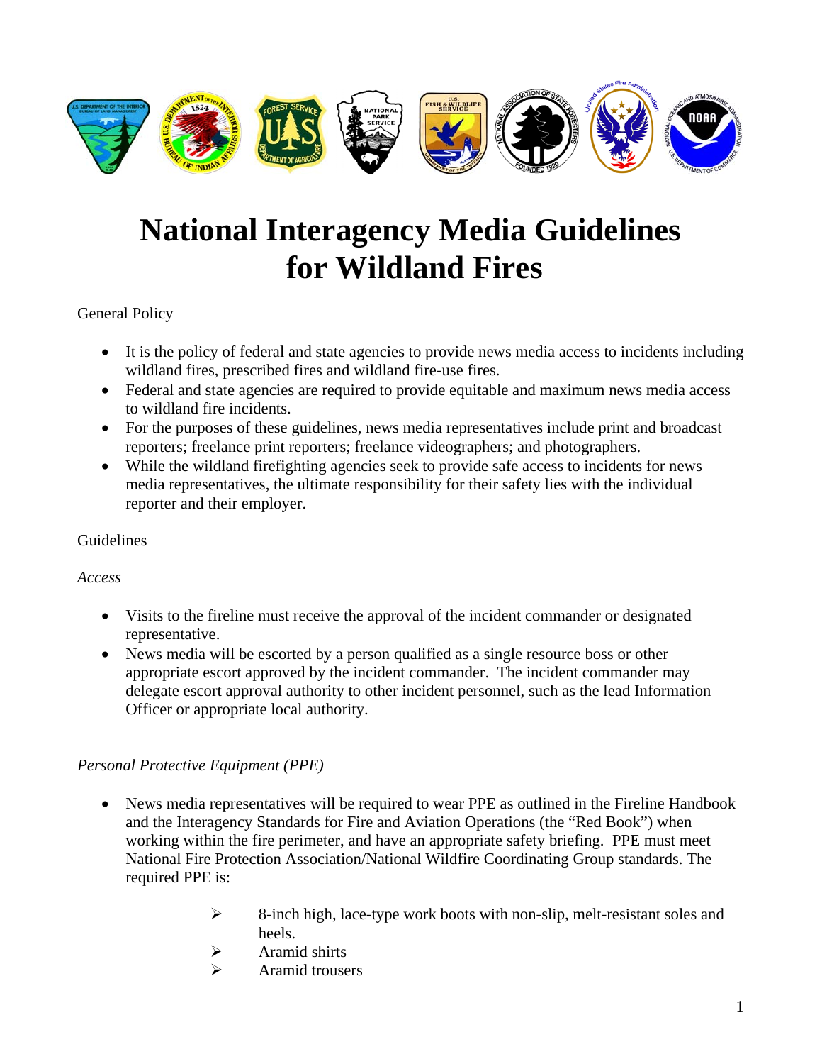# National Interagency Media Guidelines for Wildland Fires

## General Policy

- It is the policy of federal and state agencies to provide news media access to incidents including wildland fires, prescribed fires and wildland fire-use fires.
- Federal and state agencies are required to provide equitable and maximum news media access to wildland fire incidents.
- For the purposes of these guidelines, news media representatives include print and broadcast reporters; freelance print reporters; freelance videographers; and photographers.
- While the wildland firefighting agencies seek to provide safe access to incidents for news media representatives, the ultimate responsibility for their safety lies with the individual reporter and their employer.

## Guidelines

### *Access*

- Visits to the fireline must receive the approval of the incident commander or designated representative.
- News media will be escorted by a person qualified as a single resource boss or other appropriate escort approved by the incident commander. The incident commander may delegate escort approval authority to other incident personnel, such as the lead Information Officer or appropriate local authority.

### *Personal Protective Equipment (PPE)*

- News media representatives will be required to wear PPE as outlined in the Fireline Handbook and the Interagency Standards for Fire and Aviation Operations (the "Red Book") when working within the fire perimeter, and have an appropriate safety briefing. PPE must meet National Fire Protection Association/National Wildfire Coordinating Group standards. The required PPE is:
  - 8-inch high, lace-type work boots with non-slip, melt-resistant soles and heels.
  - Aramid shirts
  - Aramid trousers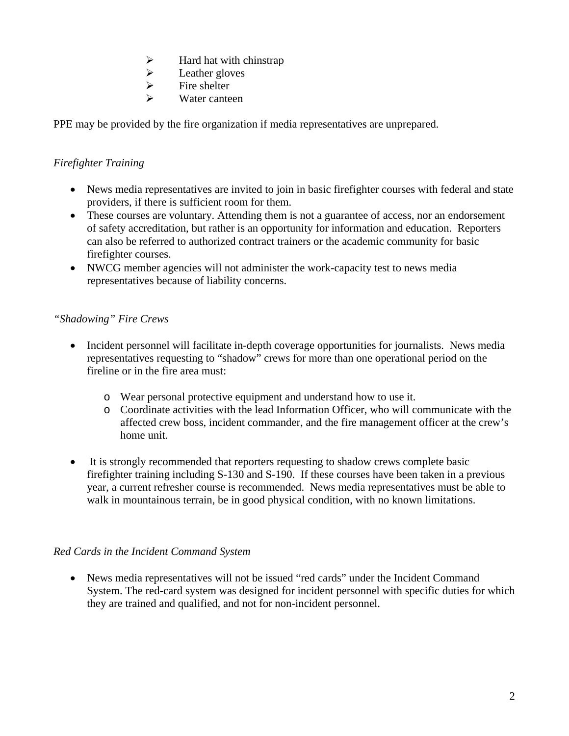- Hard hat with chinstrap
- Leather gloves
- Fire shelter
- Water canteen

PPE may be provided by the fire organization if media representatives are unprepared.

*Firefighter Training*

- News media representatives are invited to join in basic firefighter courses with federal and state providers, if there is sufficient room for them.
- These courses are voluntary. Attending them is not a guarantee of access, nor an endorsement of safety accreditation, but rather is an opportunity for information and education. Reporters can also be referred to authorized contract trainers or the academic community for basic firefighter courses.
- NWCG member agencies will not administer the work-capacity test to news media representatives because of liability concerns.

*"Shadowing" Fire Crews*

- Incident personnel will facilitate in-depth coverage opportunities for journalists. News media representatives requesting to "shadow" crews for more than one operational period on the fireline or in the fire area must:
    - Wear personal protective equipment and understand how to use it.
    - Coordinate activities with the lead Information Officer, who will communicate with the affected crew boss, incident commander, and the fire management officer at the crew's home unit.
- It is strongly recommended that reporters requesting to shadow crews complete basic firefighter training including S-130 and S-190. If these courses have been taken in a previous year, a current refresher course is recommended. News media representatives must be able to walk in mountainous terrain, be in good physical condition, with no known limitations.

*Red Cards in the Incident Command System*

- News media representatives will not be issued "red cards" under the Incident Command System. The red-card system was designed for incident personnel with specific duties for which they are trained and qualified, and not for non-incident personnel.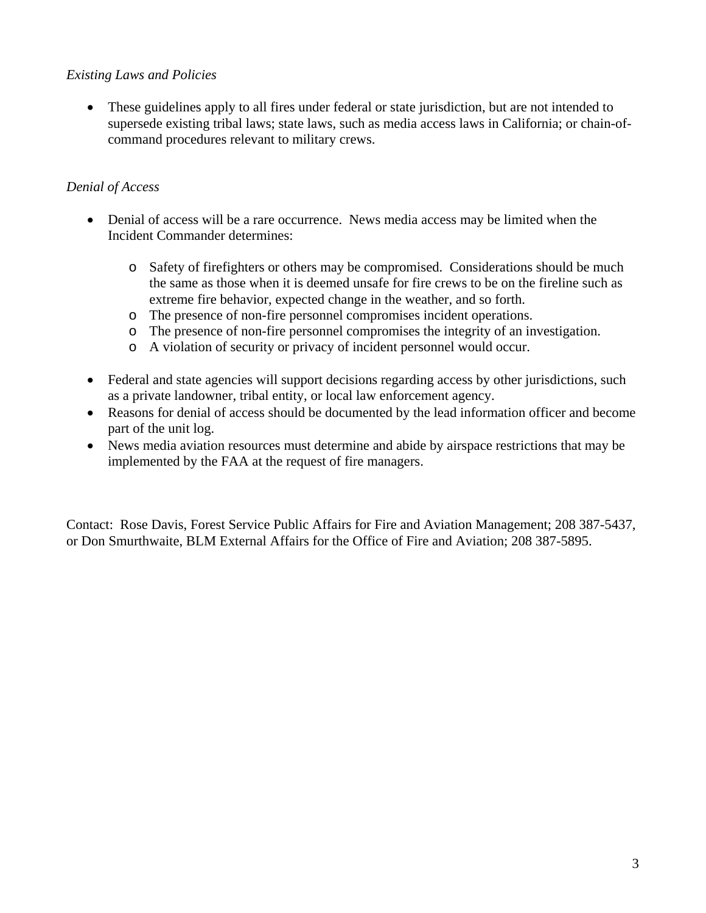*Existing Laws and Policies*

- These guidelines apply to all fires under federal or state jurisdiction, but are not intended to supersede existing tribal laws; state laws, such as media access laws in California; or chain-of-command procedures relevant to military crews.

*Denial of Access*

- Denial of access will be a rare occurrence. News media access may be limited when the Incident Commander determines:
    - Safety of firefighters or others may be compromised. Considerations should be much the same as those when it is deemed unsafe for fire crews to be on the fireline such as extreme fire behavior, expected change in the weather, and so forth.
    - The presence of non-fire personnel compromises incident operations.
    - The presence of non-fire personnel compromises the integrity of an investigation.
    - A violation of security or privacy of incident personnel would occur.

- Federal and state agencies will support decisions regarding access by other jurisdictions, such as a private landowner, tribal entity, or local law enforcement agency.
- Reasons for denial of access should be documented by the lead information officer and become part of the unit log.
- News media aviation resources must determine and abide by airspace restrictions that may be implemented by the FAA at the request of fire managers.

Contact: Rose Davis, Forest Service Public Affairs for Fire and Aviation Management; 208 387-5437, or Don Smurthwaite, BLM External Affairs for the Office of Fire and Aviation; 208 387-5895.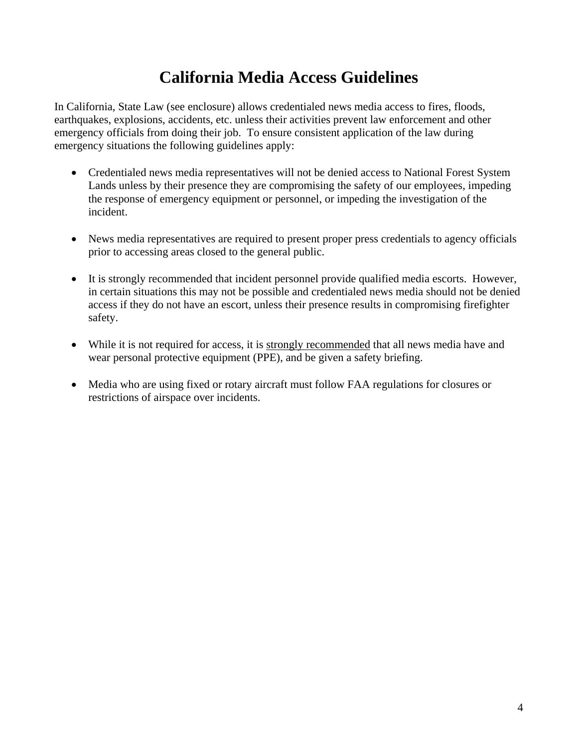# California Media Access Guidelines

In California, State Law (see enclosure) allows credentialed news media access to fires, floods, earthquakes, explosions, accidents, etc. unless their activities prevent law enforcement and other emergency officials from doing their job. To ensure consistent application of the law during emergency situations the following guidelines apply:

- Credentialed news media representatives will not be denied access to National Forest System Lands unless by their presence they are compromising the safety of our employees, impeding the response of emergency equipment or personnel, or impeding the investigation of the incident.

- News media representatives are required to present proper press credentials to agency officials prior to accessing areas closed to the general public.

- It is strongly recommended that incident personnel provide qualified media escorts. However, in certain situations this may not be possible and credentialed news media should not be denied access if they do not have an escort, unless their presence results in compromising firefighter safety.

- While it is not required for access, it is <u>strongly recommended</u> that all news media have and wear personal protective equipment (PPE), and be given a safety briefing.

- Media who are using fixed or rotary aircraft must follow FAA regulations for closures or restrictions of airspace over incidents.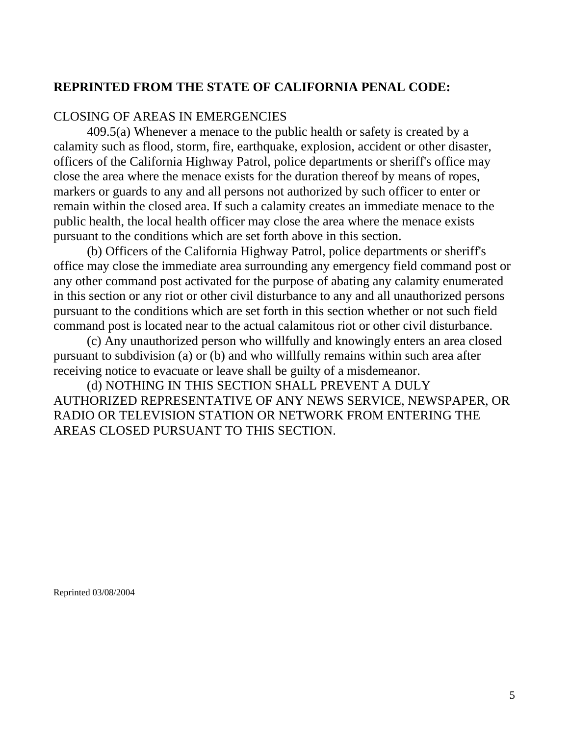**REPRINTED FROM THE STATE OF CALIFORNIA PENAL CODE:**

CLOSING OF AREAS IN EMERGENCIES

409.5(a) Whenever a menace to the public health or safety is created by a calamity such as flood, storm, fire, earthquake, explosion, accident or other disaster, officers of the California Highway Patrol, police departments or sheriff's office may close the area where the menace exists for the duration thereof by means of ropes, markers or guards to any and all persons not authorized by such officer to enter or remain within the closed area. If such a calamity creates an immediate menace to the public health, the local health officer may close the area where the menace exists pursuant to the conditions which are set forth above in this section.

(b) Officers of the California Highway Patrol, police departments or sheriff's office may close the immediate area surrounding any emergency field command post or any other command post activated for the purpose of abating any calamity enumerated in this section or any riot or other civil disturbance to any and all unauthorized persons pursuant to the conditions which are set forth in this section whether or not such field command post is located near to the actual calamitous riot or other civil disturbance.

(c) Any unauthorized person who willfully and knowingly enters an area closed pursuant to subdivision (a) or (b) and who willfully remains within such area after receiving notice to evacuate or leave shall be guilty of a misdemeanor.

(d) NOTHING IN THIS SECTION SHALL PREVENT A DULY AUTHORIZED REPRESENTATIVE OF ANY NEWS SERVICE, NEWSPAPER, OR RADIO OR TELEVISION STATION OR NETWORK FROM ENTERING THE AREAS CLOSED PURSUANT TO THIS SECTION.

Reprinted 03/08/2004